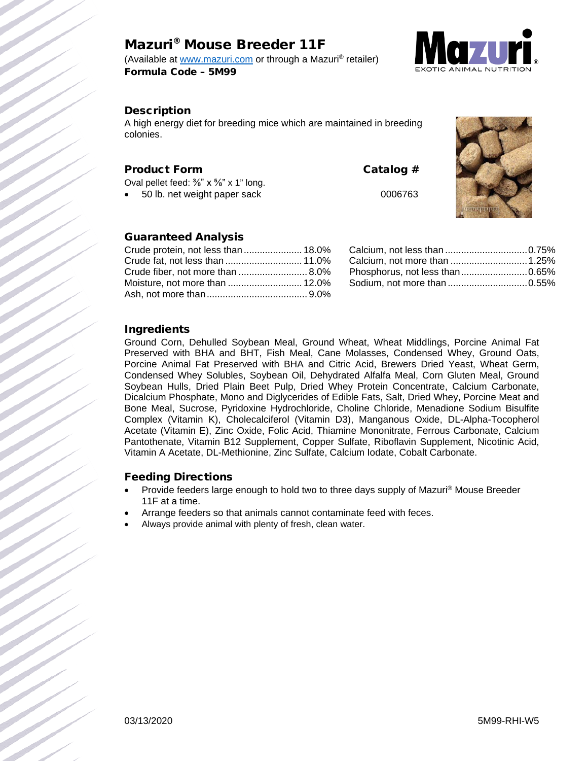# Mazuri® Mouse Breeder 11F

(Available at www.mazuri.com or through a Mazuri® retailer)
**Formula Code – 5M99**

## Description

A high energy diet for breeding mice which are maintained in breeding colonies.

## Product Form

Oval pellet feed: ⅜" x ⅝" x 1" long.

| Product Form | Catalog # |
|---|---|
| 50 lb. net weight paper sack | 0006763 |

## Guaranteed Analysis

| | |
|---|---|
| Crude protein, not less than | 18.0% |
| Crude fat, not less than | 11.0% |
| Crude fiber, not more than | 8.0% |
| Moisture, not more than | 12.0% |
| Ash, not more than | 9.0% |
| Calcium, not less than | 0.75% |
| Calcium, not more than | 1.25% |
| Phosphorus, not less than | 0.65% |
| Sodium, not more than | 0.55% |

## Ingredients

Ground Corn, Dehulled Soybean Meal, Ground Wheat, Wheat Middlings, Porcine Animal Fat Preserved with BHA and BHT, Fish Meal, Cane Molasses, Condensed Whey, Ground Oats, Porcine Animal Fat Preserved with BHA and Citric Acid, Brewers Dried Yeast, Wheat Germ, Condensed Whey Solubles, Soybean Oil, Dehydrated Alfalfa Meal, Corn Gluten Meal, Ground Soybean Hulls, Dried Plain Beet Pulp, Dried Whey Protein Concentrate, Calcium Carbonate, Dicalcium Phosphate, Mono and Diglycerides of Edible Fats, Salt, Dried Whey, Porcine Meat and Bone Meal, Sucrose, Pyridoxine Hydrochloride, Choline Chloride, Menadione Sodium Bisulfite Complex (Vitamin K), Cholecalciferol (Vitamin D3), Manganous Oxide, DL-Alpha-Tocopherol Acetate (Vitamin E), Zinc Oxide, Folic Acid, Thiamine Mononitrate, Ferrous Carbonate, Calcium Pantothenate, Vitamin B12 Supplement, Copper Sulfate, Riboflavin Supplement, Nicotinic Acid, Vitamin A Acetate, DL-Methionine, Zinc Sulfate, Calcium Iodate, Cobalt Carbonate.

## Feeding Directions

- Provide feeders large enough to hold two to three days supply of Mazuri® Mouse Breeder 11F at a time.
- Arrange feeders so that animals cannot contaminate feed with feces.
- Always provide animal with plenty of fresh, clean water.

03/13/2020

5M99-RHI-W5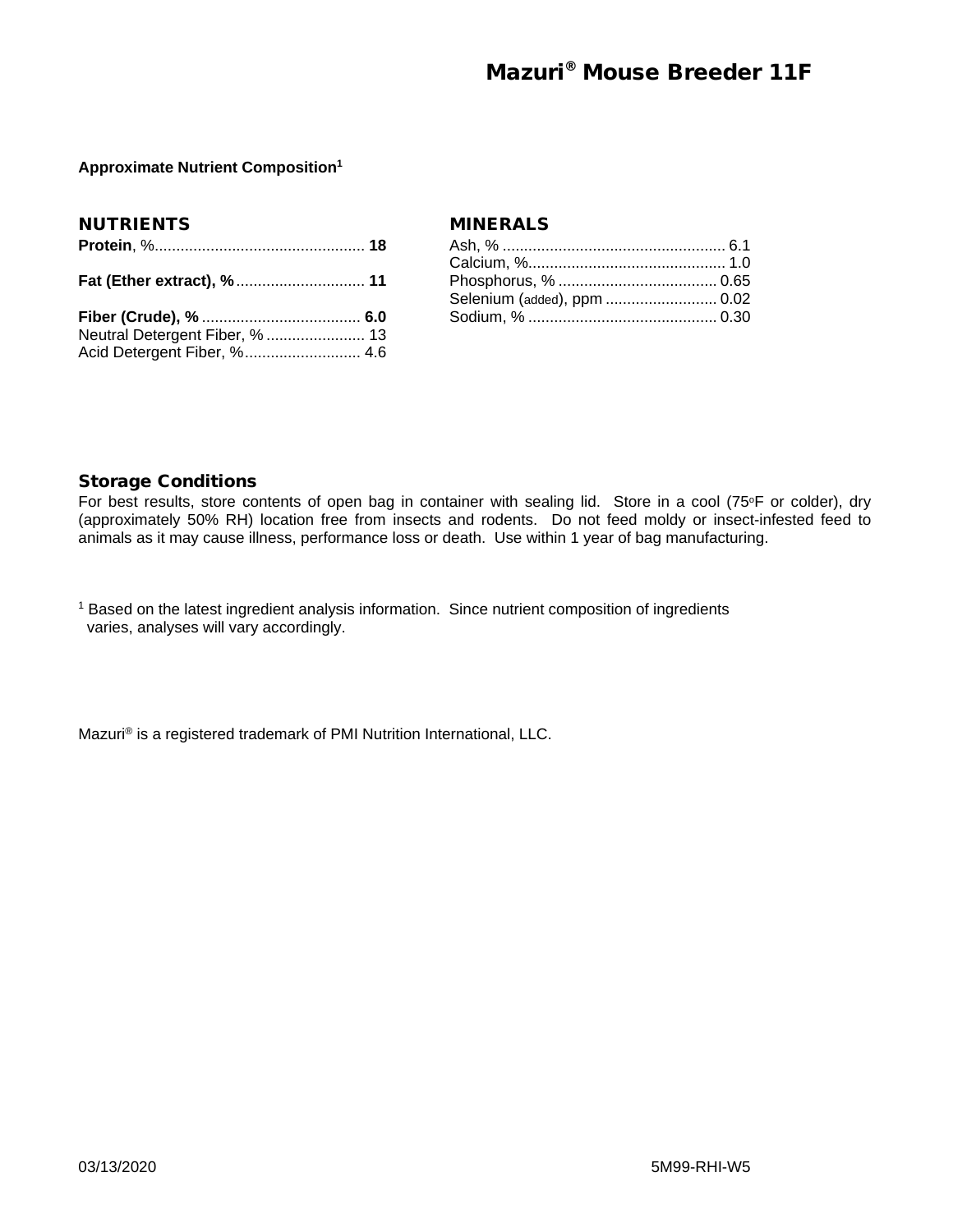# Mazuri® Mouse Breeder 11F

**Approximate Nutrient Composition**[1]

## NUTRIENTS

| | |
|---|---|
| **Protein**, % | **18** |
| **Fat (Ether extract), %** | **11** |
| **Fiber (Crude), %** | **6.0** |
| Neutral Detergent Fiber, % | 13 |
| Acid Detergent Fiber, % | 4.6 |

## MINERALS

| | |
|---|---|
| Ash, % | 6.1 |
| Calcium, % | 1.0 |
| Phosphorus, % | 0.65 |
| Selenium (added), ppm | 0.02 |
| Sodium, % | 0.30 |

## Storage Conditions

For best results, store contents of open bag in container with sealing lid. Store in a cool (75°F or colder), dry (approximately 50% RH) location free from insects and rodents. Do not feed moldy or insect-infested feed to animals as it may cause illness, performance loss or death. Use within 1 year of bag manufacturing.

[1] Based on the latest ingredient analysis information. Since nutrient composition of ingredients varies, analyses will vary accordingly.

Mazuri® is a registered trademark of PMI Nutrition International, LLC.

03/13/2020 5M99-RHI-W5